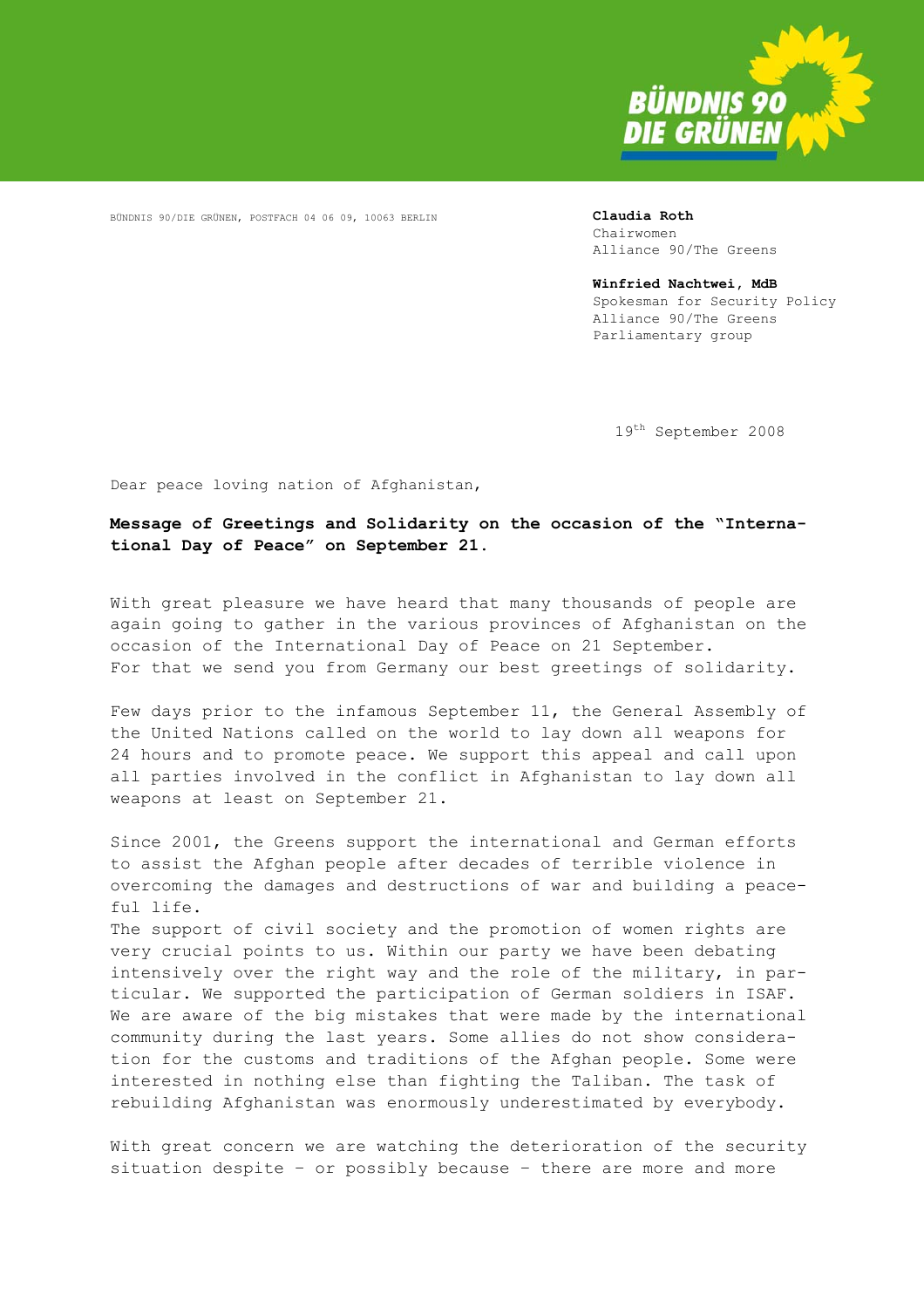BÜNDNIS 90
DIE GRÜNEN

BÜNDNIS 90/DIE GRÜNEN, POSTFACH 04 06 09, 10063 BERLIN

**Claudia Roth**
Chairwomen
Alliance 90/The Greens

**Winfried Nachtwei, MdB**
Spokesman for Security Policy
Alliance 90/The Greens
Parliamentary group

19th September 2008

Dear peace loving nation of Afghanistan,

**Message of Greetings and Solidarity on the occasion of the "International Day of Peace" on September 21.**

With great pleasure we have heard that many thousands of people are again going to gather in the various provinces of Afghanistan on the occasion of the International Day of Peace on 21 September.
For that we send you from Germany our best greetings of solidarity.

Few days prior to the infamous September 11, the General Assembly of the United Nations called on the world to lay down all weapons for 24 hours and to promote peace. We support this appeal and call upon all parties involved in the conflict in Afghanistan to lay down all weapons at least on September 21.

Since 2001, the Greens support the international and German efforts to assist the Afghan people after decades of terrible violence in overcoming the damages and destructions of war and building a peaceful life.
The support of civil society and the promotion of women rights are very crucial points to us. Within our party we have been debating intensively over the right way and the role of the military, in particular. We supported the participation of German soldiers in ISAF. We are aware of the big mistakes that were made by the international community during the last years. Some allies do not show consideration for the customs and traditions of the Afghan people. Some were interested in nothing else than fighting the Taliban. The task of rebuilding Afghanistan was enormously underestimated by everybody.

With great concern we are watching the deterioration of the security situation despite – or possibly because – there are more and more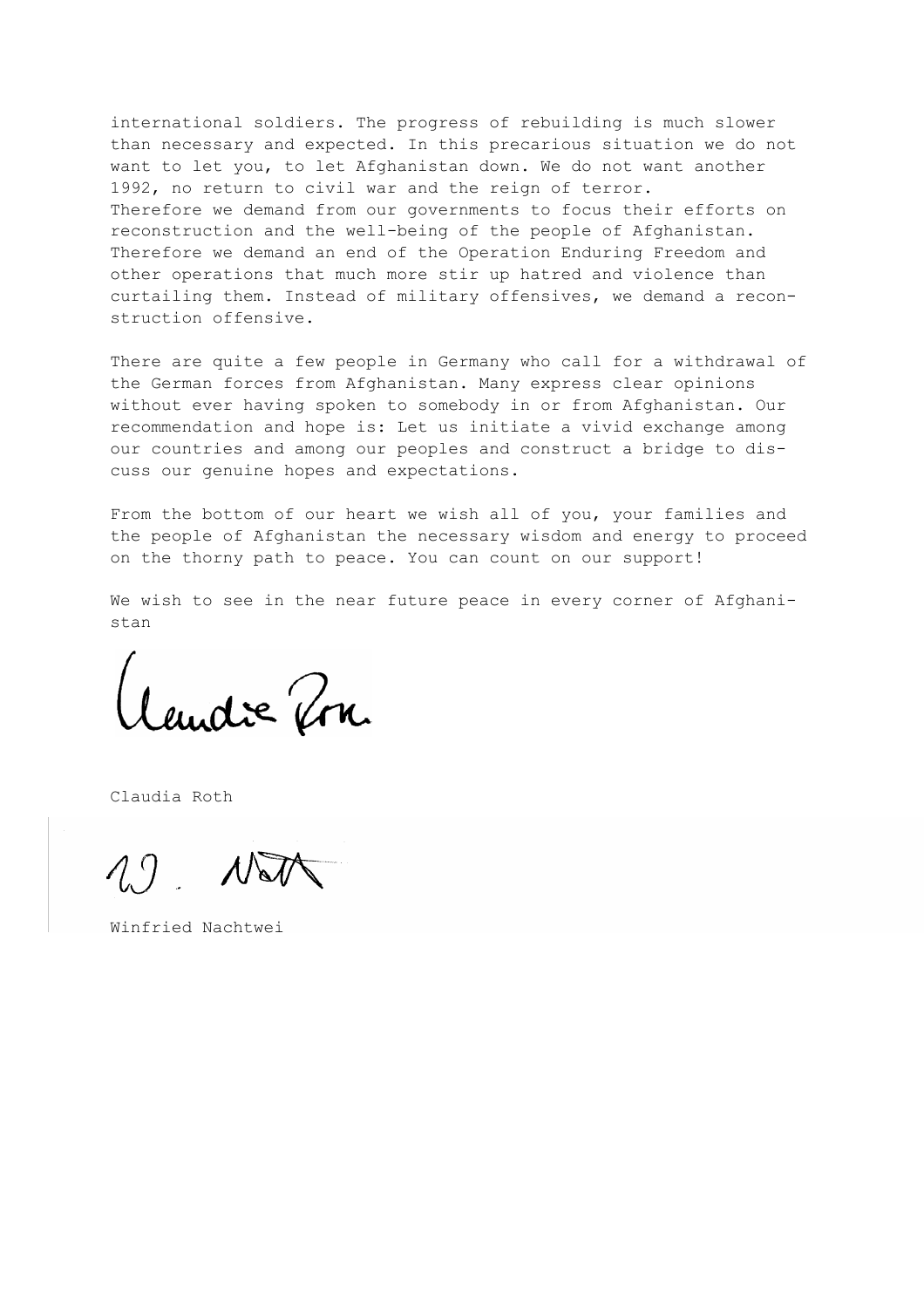international soldiers. The progress of rebuilding is much slower than necessary and expected. In this precarious situation we do not want to let you, to let Afghanistan down. We do not want another 1992, no return to civil war and the reign of terror.
Therefore we demand from our governments to focus their efforts on reconstruction and the well-being of the people of Afghanistan. Therefore we demand an end of the Operation Enduring Freedom and other operations that much more stir up hatred and violence than curtailing them. Instead of military offensives, we demand a reconstruction offensive.

There are quite a few people in Germany who call for a withdrawal of the German forces from Afghanistan. Many express clear opinions without ever having spoken to somebody in or from Afghanistan. Our recommendation and hope is: Let us initiate a vivid exchange among our countries and among our peoples and construct a bridge to discuss our genuine hopes and expectations.

From the bottom of our heart we wish all of you, your families and the people of Afghanistan the necessary wisdom and energy to proceed on the thorny path to peace. You can count on our support!

We wish to see in the near future peace in every corner of Afghanistan

Claudia Roth

Winfried Nachtwei